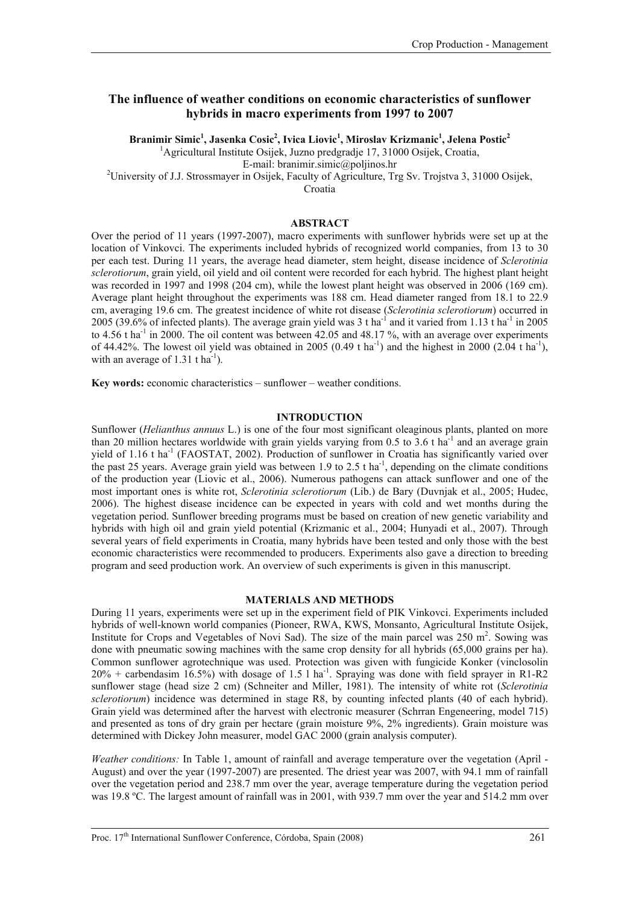# The influence of weather conditions on economic characteristics of sunflower hybrids in macro experiments from 1997 to 2007

**Branimir Simic[1], Jasenka Cosic[2], Ivica Liovic[1], Miroslav Krizmanic[1], Jelena Postic[2]**

[1]Agricultural Institute Osijek, Juzno predgradje 17, 31000 Osijek, Croatia,
E-mail: branimir.simic@poljinos.hr
[2]University of J.J. Strossmayer in Osijek, Faculty of Agriculture, Trg Sv. Trojstva 3, 31000 Osijek, Croatia

## ABSTRACT

Over the period of 11 years (1997-2007), macro experiments with sunflower hybrids were set up at the location of Vinkovci. The experiments included hybrids of recognized world companies, from 13 to 30 per each test. During 11 years, the average head diameter, stem height, disease incidence of *Sclerotinia sclerotiorum*, grain yield, oil yield and oil content were recorded for each hybrid. The highest plant height was recorded in 1997 and 1998 (204 cm), while the lowest plant height was observed in 2006 (169 cm). Average plant height throughout the experiments was 188 cm. Head diameter ranged from 18.1 to 22.9 cm, averaging 19.6 cm. The greatest incidence of white rot disease (*Sclerotinia sclerotiorum*) occurred in 2005 (39.6% of infected plants). The average grain yield was 3 t ha$^{-1}$ and it varied from 1.13 t ha$^{-1}$ in 2005 to 4.56 t ha$^{-1}$ in 2000. The oil content was between 42.05 and 48.17 %, with an average over experiments of 44.42%. The lowest oil yield was obtained in 2005 (0.49 t ha$^{-1}$) and the highest in 2000 (2.04 t ha$^{-1}$), with an average of 1.31 t ha$^{-1}$).

**Key words:** economic characteristics – sunflower – weather conditions.

## INTRODUCTION

Sunflower (*Helianthus annuus* L.) is one of the four most significant oleaginous plants, planted on more than 20 million hectares worldwide with grain yields varying from 0.5 to 3.6 t ha$^{-1}$ and an average grain yield of 1.16 t ha$^{-1}$ (FAOSTAT, 2002). Production of sunflower in Croatia has significantly varied over the past 25 years. Average grain yield was between 1.9 to 2.5 t ha$^{-1}$, depending on the climate conditions of the production year (Liovic et al., 2006). Numerous pathogens can attack sunflower and one of the most important ones is white rot, *Sclerotinia sclerotiorum* (Lib.) de Bary (Duvnjak et al., 2005; Hudec, 2006). The highest disease incidence can be expected in years with cold and wet months during the vegetation period. Sunflower breeding programs must be based on creation of new genetic variability and hybrids with high oil and grain yield potential (Krizmanic et al., 2004; Hunyadi et al., 2007). Through several years of field experiments in Croatia, many hybrids have been tested and only those with the best economic characteristics were recommended to producers. Experiments also gave a direction to breeding program and seed production work. An overview of such experiments is given in this manuscript.

## MATERIALS AND METHODS

During 11 years, experiments were set up in the experiment field of PIK Vinkovci. Experiments included hybrids of well-known world companies (Pioneer, RWA, KWS, Monsanto, Agricultural Institute Osijek, Institute for Crops and Vegetables of Novi Sad). The size of the main parcel was 250 m$^2$. Sowing was done with pneumatic sowing machines with the same crop density for all hybrids (65,000 grains per ha). Common sunflower agrotechnique was used. Protection was given with fungicide Konker (vinclosolin 20% + carbendasim 16.5%) with dosage of 1.5 l ha$^{-1}$. Spraying was done with field sprayer in R1-R2 sunflower stage (head size 2 cm) (Schneiter and Miller, 1981). The intensity of white rot (*Sclerotinia sclerotiorum*) incidence was determined in stage R8, by counting infected plants (40 of each hybrid). Grain yield was determined after the harvest with electronic measurer (Schrran Engeneering, model 715) and presented as tons of dry grain per hectare (grain moisture 9%, 2% ingredients). Grain moisture was determined with Dickey John measurer, model GAC 2000 (grain analysis computer).

*Weather conditions:* In Table 1, amount of rainfall and average temperature over the vegetation (April - August) and over the year (1997-2007) are presented. The driest year was 2007, with 94.1 mm of rainfall over the vegetation period and 238.7 mm over the year, average temperature during the vegetation period was 19.8 ºC. The largest amount of rainfall was in 2001, with 939.7 mm over the year and 514.2 mm over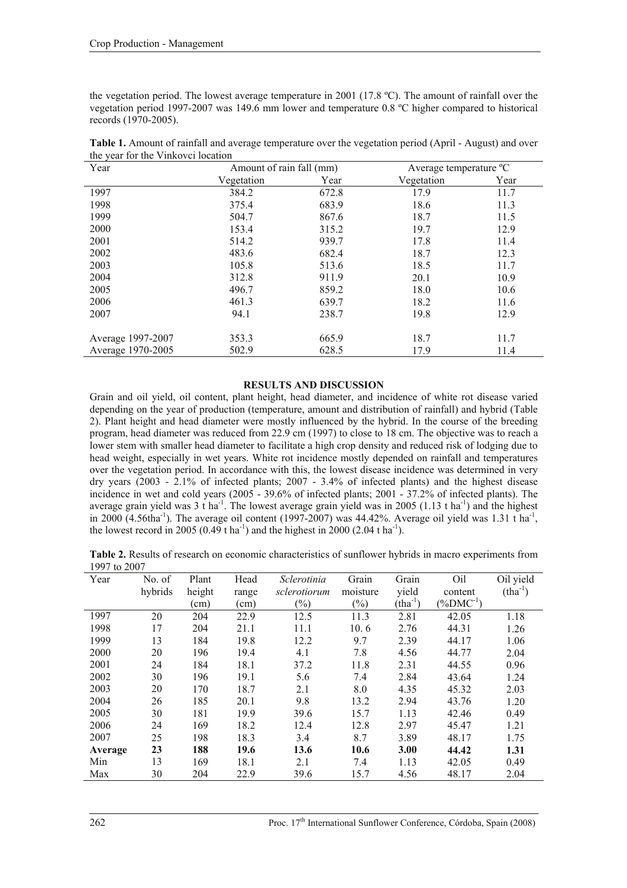the vegetation period. The lowest average temperature in 2001 (17.8 ºC). The amount of rainfall over the vegetation period 1997-2007 was 149.6 mm lower and temperature 0.8 ºC higher compared to historical records (1970-2005).

**Table 1.** Amount of rainfall and average temperature over the vegetation period (April - August) and over the year for the Vinkovci location

| Year | Amount of rain fall (mm) | | Average temperature ºC | |
|---|---|---|---|---|
| | Vegetation | Year | Vegetation | Year |
| 1997 | 384.2 | 672.8 | 17.9 | 11.7 |
| 1998 | 375.4 | 683.9 | 18.6 | 11.3 |
| 1999 | 504.7 | 867.6 | 18.7 | 11.5 |
| 2000 | 153.4 | 315.2 | 19.7 | 12.9 |
| 2001 | 514.2 | 939.7 | 17.8 | 11.4 |
| 2002 | 483.6 | 682.4 | 18.7 | 12.3 |
| 2003 | 105.8 | 513.6 | 18.5 | 11.7 |
| 2004 | 312.8 | 911.9 | 20.1 | 10.9 |
| 2005 | 496.7 | 859.2 | 18.0 | 10.6 |
| 2006 | 461.3 | 639.7 | 18.2 | 11.6 |
| 2007 | 94.1 | 238.7 | 19.8 | 12.9 |
| Average 1997-2007 | 353.3 | 665.9 | 18.7 | 11.7 |
| Average 1970-2005 | 502.9 | 628.5 | 17.9 | 11.4 |

## RESULTS AND DISCUSSION

Grain and oil yield, oil content, plant height, head diameter, and incidence of white rot disease varied depending on the year of production (temperature, amount and distribution of rainfall) and hybrid (Table 2). Plant height and head diameter were mostly influenced by the hybrid. In the course of the breeding program, head diameter was reduced from 22.9 cm (1997) to close to 18 cm. The objective was to reach a lower stem with smaller head diameter to facilitate a high crop density and reduced risk of lodging due to head weight, especially in wet years. White rot incidence mostly depended on rainfall and temperatures over the vegetation period. In accordance with this, the lowest disease incidence was determined in very dry years (2003 - 2.1% of infected plants; 2007 - 3.4% of infected plants) and the highest disease incidence in wet and cold years (2005 - 39.6% of infected plants; 2001 - 37.2% of infected plants). The average grain yield was 3 t ha$^{-1}$. The lowest average grain yield was in 2005 (1.13 t ha$^{-1}$) and the highest in 2000 (4.56tha$^{-1}$). The average oil content (1997-2007) was 44.42%. Average oil yield was 1.31 t ha$^{-1}$, the lowest record in 2005 (0.49 t ha$^{-1}$) and the highest in 2000 (2.04 t ha$^{-1}$).

**Table 2.** Results of research on economic characteristics of sunflower hybrids in macro experiments from 1997 to 2007

| Year | No. of hybrids | Plant height (cm) | Head range (cm) | *Sclerotinia sclerotiorum* (%) | Grain moisture (%) | Grain yield (tha$^{-1}$) | Oil content (%DMC$^{-1}$) | Oil yield (tha$^{-1}$) |
|---|---|---|---|---|---|---|---|---|
| 1997 | 20 | 204 | 22.9 | 12.5 | 11.3 | 2.81 | 42.05 | 1.18 |
| 1998 | 17 | 204 | 21.1 | 11.1 | 10. 6 | 2.76 | 44.31 | 1.26 |
| 1999 | 13 | 184 | 19.8 | 12.2 | 9.7 | 2.39 | 44.17 | 1.06 |
| 2000 | 20 | 196 | 19.4 | 4.1 | 7.8 | 4.56 | 44.77 | 2.04 |
| 2001 | 24 | 184 | 18.1 | 37.2 | 11.8 | 2.31 | 44.55 | 0.96 |
| 2002 | 30 | 196 | 19.1 | 5.6 | 7.4 | 2.84 | 43.64 | 1.24 |
| 2003 | 20 | 170 | 18.7 | 2.1 | 8.0 | 4.35 | 45.32 | 2.03 |
| 2004 | 26 | 185 | 20.1 | 9.8 | 13.2 | 2.94 | 43.76 | 1.20 |
| 2005 | 30 | 181 | 19.9 | 39.6 | 15.7 | 1.13 | 42.46 | 0.49 |
| 2006 | 24 | 169 | 18.2 | 12.4 | 12.8 | 2.97 | 45.47 | 1.21 |
| 2007 | 25 | 198 | 18.3 | 3.4 | 8.7 | 3.89 | 48.17 | 1.75 |
| **Average** | **23** | **188** | **19.6** | **13.6** | **10.6** | **3.00** | **44.42** | **1.31** |
| Min | 13 | 169 | 18.1 | 2.1 | 7.4 | 1.13 | 42.05 | 0.49 |
| Max | 30 | 204 | 22.9 | 39.6 | 15.7 | 4.56 | 48.17 | 2.04 |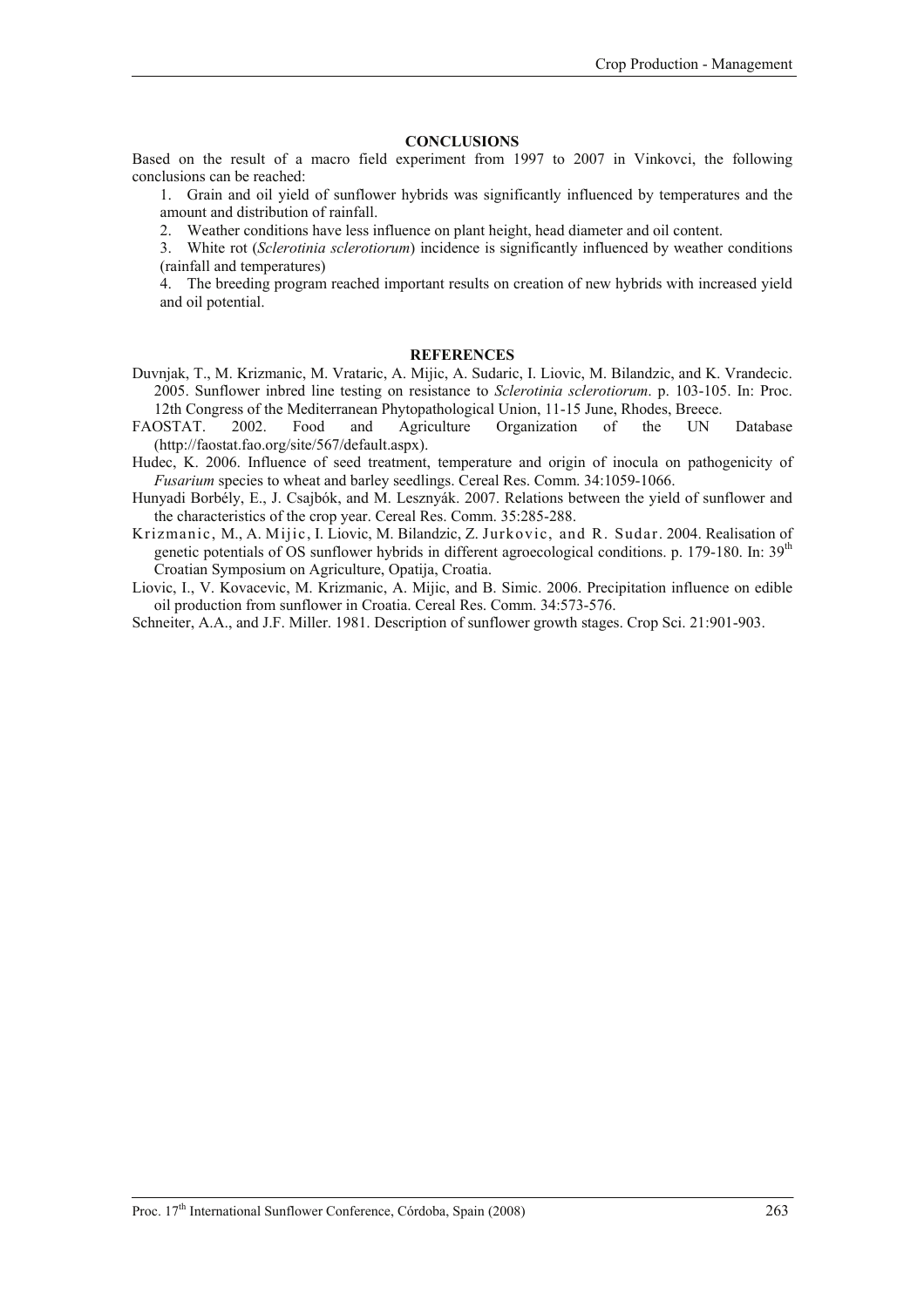## CONCLUSIONS

Based on the result of a macro field experiment from 1997 to 2007 in Vinkovci, the following conclusions can be reached:

1. Grain and oil yield of sunflower hybrids was significantly influenced by temperatures and the amount and distribution of rainfall.
2. Weather conditions have less influence on plant height, head diameter and oil content.
3. White rot (*Sclerotinia sclerotiorum*) incidence is significantly influenced by weather conditions (rainfall and temperatures)
4. The breeding program reached important results on creation of new hybrids with increased yield and oil potential.

## REFERENCES

Duvnjak, T., M. Krizmanic, M. Vrataric, A. Mijic, A. Sudaric, I. Liovic, M. Bilandzic, and K. Vrandecic. 2005. Sunflower inbred line testing on resistance to *Sclerotinia sclerotiorum*. p. 103-105. In: Proc. 12th Congress of the Mediterranean Phytopathological Union, 11-15 June, Rhodes, Breece.

FAOSTAT. 2002. Food and Agriculture Organization of the UN Database (http://faostat.fao.org/site/567/default.aspx).

Hudec, K. 2006. Influence of seed treatment, temperature and origin of inocula on pathogenicity of *Fusarium* species to wheat and barley seedlings. Cereal Res. Comm. 34:1059-1066.

Hunyadi Borbély, E., J. Csajbók, and M. Lesznyák. 2007. Relations between the yield of sunflower and the characteristics of the crop year. Cereal Res. Comm. 35:285-288.

Krizmanic, M., A. Mijic, I. Liovic, M. Bilandzic, Z. Jurkovic, and R. Sudar. 2004. Realisation of genetic potentials of OS sunflower hybrids in different agroecological conditions. p. 179-180. In: 39th Croatian Symposium on Agriculture, Opatija, Croatia.

Liovic, I., V. Kovacevic, M. Krizmanic, A. Mijic, and B. Simic. 2006. Precipitation influence on edible oil production from sunflower in Croatia. Cereal Res. Comm. 34:573-576.

Schneiter, A.A., and J.F. Miller. 1981. Description of sunflower growth stages. Crop Sci. 21:901-903.